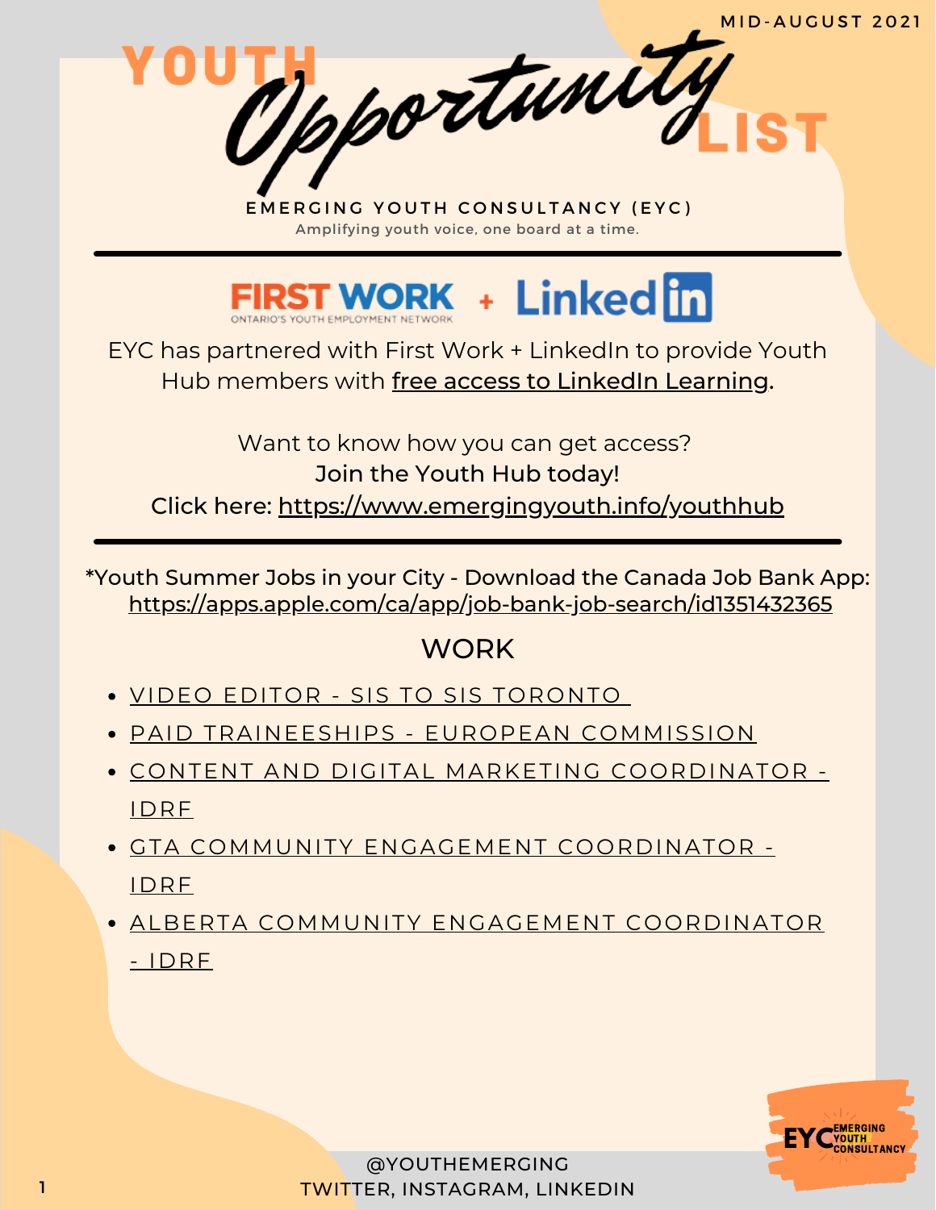MID-AUGUST 2021

# YOUTH *Opportunity* LIST

EMERGING YOUTH CONSULTANCY (EYC)

Amplifying youth voice, one board at a time.

---

FIRST WORK ONTARIO'S YOUTH EMPLOYMENT NETWORK + LinkedIn

EYC has partnered with First Work + LinkedIn to provide Youth Hub members with free access to LinkedIn Learning.

Want to know how you can get access?

**Join the Youth Hub today!**

Click here: https://www.emergingyouth.info/youthhub

---

*Youth Summer Jobs in your City - Download the Canada Job Bank App: https://apps.apple.com/ca/app/job-bank-job-search/id1351432365

## WORK

- VIDEO EDITOR - SIS TO SIS TORONTO
- PAID TRAINEESHIPS - EUROPEAN COMMISSION
- CONTENT AND DIGITAL MARKETING COORDINATOR - IDRF
- GTA COMMUNITY ENGAGEMENT COORDINATOR - IDRF
- ALBERTA COMMUNITY ENGAGEMENT COORDINATOR - IDRF

@YOUTHEMERGING

TWITTER, INSTAGRAM, LINKEDIN

EYC EMERGING YOUTH CONSULTANCY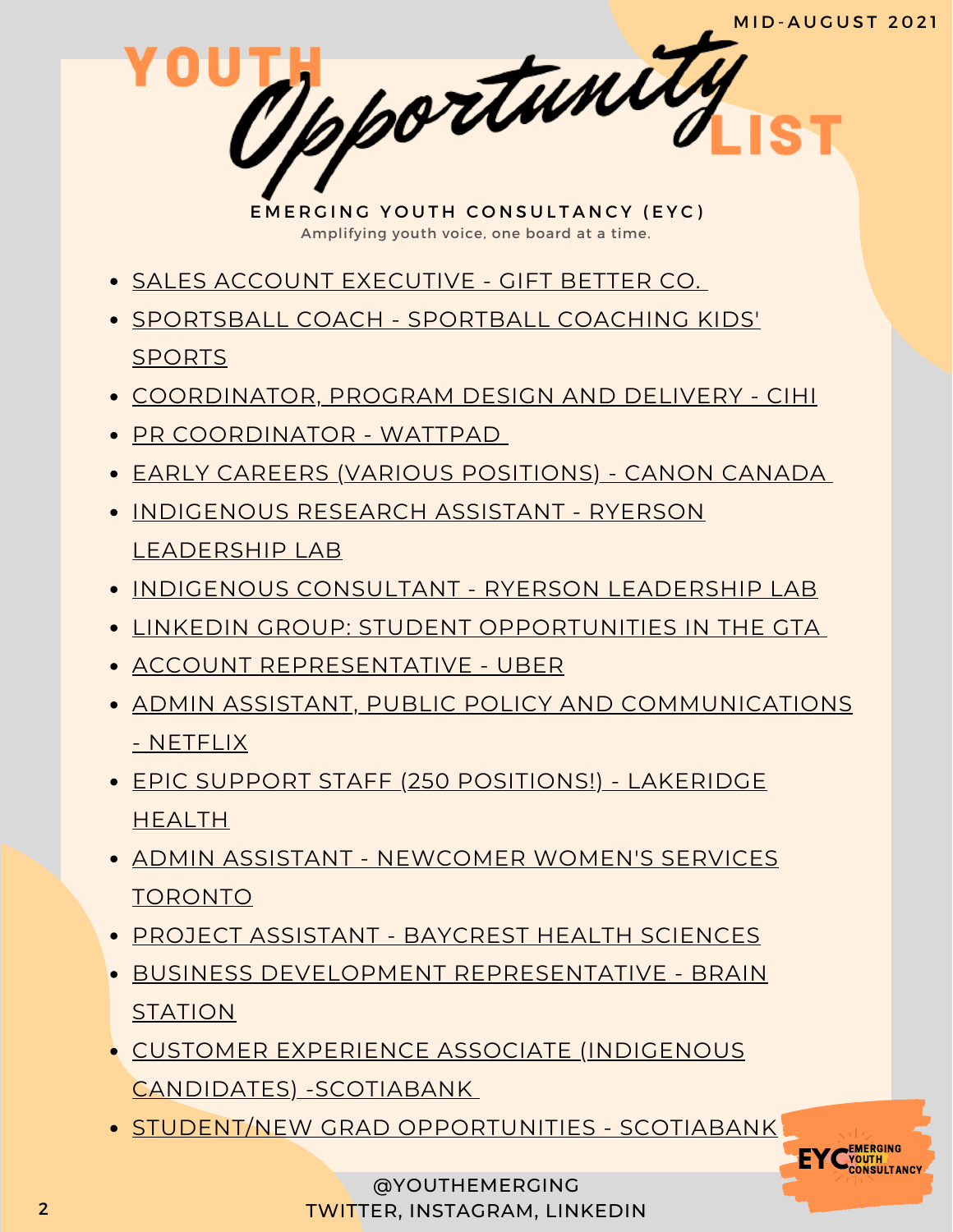MID-AUGUST 2021

# YOUTH *Opportunity* LIST

**EMERGING YOUTH CONSULTANCY (EYC)**

Amplifying youth voice, one board at a time.

- SALES ACCOUNT EXECUTIVE - GIFT BETTER CO.
- SPORTSBALL COACH - SPORTBALL COACHING KIDS' SPORTS
- COORDINATOR, PROGRAM DESIGN AND DELIVERY - CIHI
- PR COORDINATOR - WATTPAD
- EARLY CAREERS (VARIOUS POSITIONS) - CANON CANADA
- INDIGENOUS RESEARCH ASSISTANT - RYERSON LEADERSHIP LAB
- INDIGENOUS CONSULTANT - RYERSON LEADERSHIP LAB
- LINKEDIN GROUP: STUDENT OPPORTUNITIES IN THE GTA
- ACCOUNT REPRESENTATIVE - UBER
- ADMIN ASSISTANT, PUBLIC POLICY AND COMMUNICATIONS - NETFLIX
- EPIC SUPPORT STAFF (250 POSITIONS!) - LAKERIDGE HEALTH
- ADMIN ASSISTANT - NEWCOMER WOMEN'S SERVICES TORONTO
- PROJECT ASSISTANT - BAYCREST HEALTH SCIENCES
- BUSINESS DEVELOPMENT REPRESENTATIVE - BRAIN STATION
- CUSTOMER EXPERIENCE ASSOCIATE (INDIGENOUS CANDIDATES) -SCOTIABANK
- STUDENT/NEW GRAD OPPORTUNITIES - SCOTIABANK

@YOUTHEMERGING
TWITTER, INSTAGRAM, LINKEDIN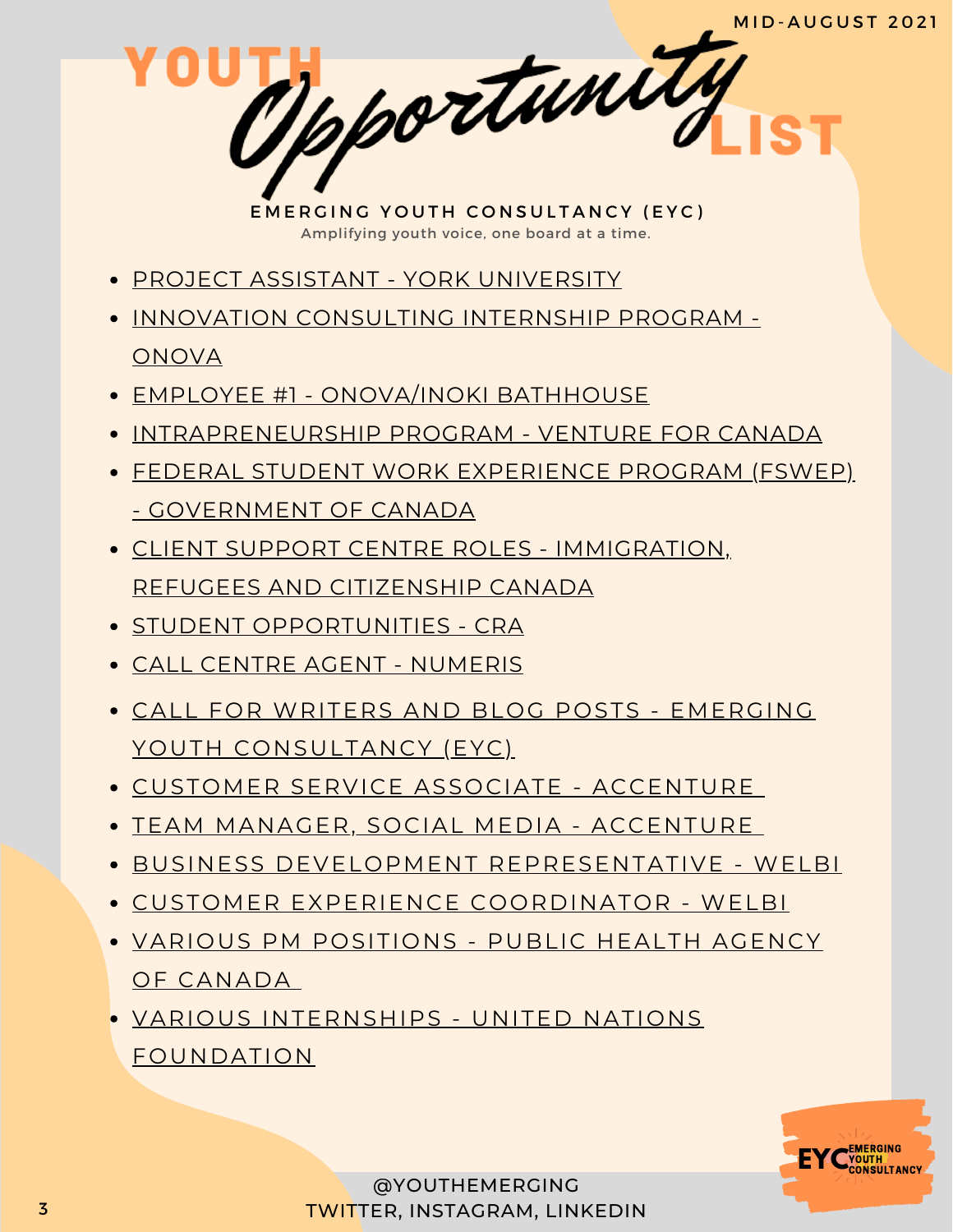MID-AUGUST 2021

# YOUTH *Opportunity* LIST

**EMERGING YOUTH CONSULTANCY (EYC)**

Amplifying youth voice, one board at a time.

- PROJECT ASSISTANT - YORK UNIVERSITY
- INNOVATION CONSULTING INTERNSHIP PROGRAM - ONOVA
- EMPLOYEE #1 - ONOVA/INOKI BATHHOUSE
- INTRAPRENEURSHIP PROGRAM - VENTURE FOR CANADA
- FEDERAL STUDENT WORK EXPERIENCE PROGRAM (FSWEP) - GOVERNMENT OF CANADA
- CLIENT SUPPORT CENTRE ROLES - IMMIGRATION, REFUGEES AND CITIZENSHIP CANADA
- STUDENT OPPORTUNITIES - CRA
- CALL CENTRE AGENT - NUMERIS
- CALL FOR WRITERS AND BLOG POSTS - EMERGING YOUTH CONSULTANCY (EYC)
- CUSTOMER SERVICE ASSOCIATE - ACCENTURE
- TEAM MANAGER, SOCIAL MEDIA - ACCENTURE
- BUSINESS DEVELOPMENT REPRESENTATIVE - WELBI
- CUSTOMER EXPERIENCE COORDINATOR - WELBI
- VARIOUS PM POSITIONS - PUBLIC HEALTH AGENCY OF CANADA
- VARIOUS INTERNSHIPS - UNITED NATIONS FOUNDATION

@YOUTHEMERGING
TWITTER, INSTAGRAM, LINKEDIN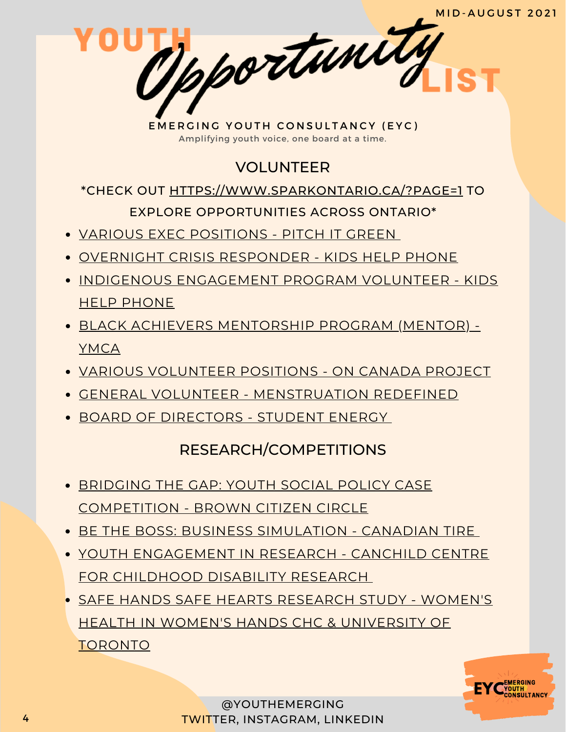MID-AUGUST 2021

# YOUTH Opportunity LIST

EMERGING YOUTH CONSULTANCY (EYC)

Amplifying youth voice, one board at a time.

## VOLUNTEER

*CHECK OUT HTTPS://WWW.SPARKONTARIO.CA/?PAGE=1 TO EXPLORE OPPORTUNITIES ACROSS ONTARIO*

- VARIOUS EXEC POSITIONS - PITCH IT GREEN
- OVERNIGHT CRISIS RESPONDER - KIDS HELP PHONE
- INDIGENOUS ENGAGEMENT PROGRAM VOLUNTEER - KIDS HELP PHONE
- BLACK ACHIEVERS MENTORSHIP PROGRAM (MENTOR) - YMCA
- VARIOUS VOLUNTEER POSITIONS - ON CANADA PROJECT
- GENERAL VOLUNTEER - MENSTRUATION REDEFINED
- BOARD OF DIRECTORS - STUDENT ENERGY

## RESEARCH/COMPETITIONS

- BRIDGING THE GAP: YOUTH SOCIAL POLICY CASE COMPETITION - BROWN CITIZEN CIRCLE
- BE THE BOSS: BUSINESS SIMULATION - CANADIAN TIRE
- YOUTH ENGAGEMENT IN RESEARCH - CANCHILD CENTRE FOR CHILDHOOD DISABILITY RESEARCH
- SAFE HANDS SAFE HEARTS RESEARCH STUDY - WOMEN'S HEALTH IN WOMEN'S HANDS CHC & UNIVERSITY OF TORONTO

EYC EMERGING YOUTH CONSULTANCY

@YOUTHEMERGING
TWITTER, INSTAGRAM, LINKEDIN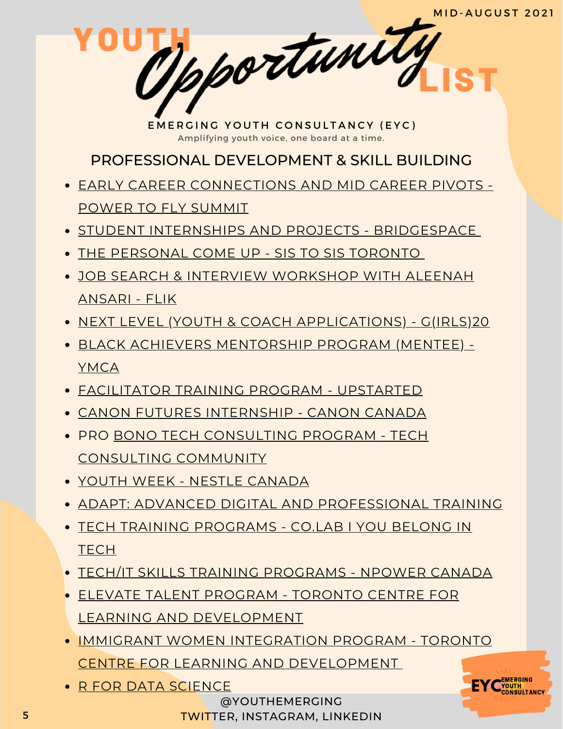MID-AUGUST 2021

# YOUTH *Opportunity* LIST

EMERGING YOUTH CONSULTANCY (EYC)

Amplifying youth voice, one board at a time.

## PROFESSIONAL DEVELOPMENT & SKILL BUILDING

- EARLY CAREER CONNECTIONS AND MID CAREER PIVOTS - POWER TO FLY SUMMIT
- STUDENT INTERNSHIPS AND PROJECTS - BRIDGESPACE
- THE PERSONAL COME UP - SIS TO SIS TORONTO
- JOB SEARCH & INTERVIEW WORKSHOP WITH ALEENAH ANSARI - FLIK
- NEXT LEVEL (YOUTH & COACH APPLICATIONS) - G(IRLS)20
- BLACK ACHIEVERS MENTORSHIP PROGRAM (MENTEE) - YMCA
- FACILITATOR TRAINING PROGRAM - UPSTARTED
- CANON FUTURES INTERNSHIP - CANON CANADA
- PRO BONO TECH CONSULTING PROGRAM - TECH CONSULTING COMMUNITY
- YOUTH WEEK - NESTLE CANADA
- ADAPT: ADVANCED DIGITAL AND PROFESSIONAL TRAINING
- TECH TRAINING PROGRAMS - CO.LAB I YOU BELONG IN TECH
- TECH/IT SKILLS TRAINING PROGRAMS - NPOWER CANADA
- ELEVATE TALENT PROGRAM - TORONTO CENTRE FOR LEARNING AND DEVELOPMENT
- IMMIGRANT WOMEN INTEGRATION PROGRAM - TORONTO CENTRE FOR LEARNING AND DEVELOPMENT
- R FOR DATA SCIENCE

@YOUTHEMERGING
TWITTER, INSTAGRAM, LINKEDIN

EYC EMERGING YOUTH CONSULTANCY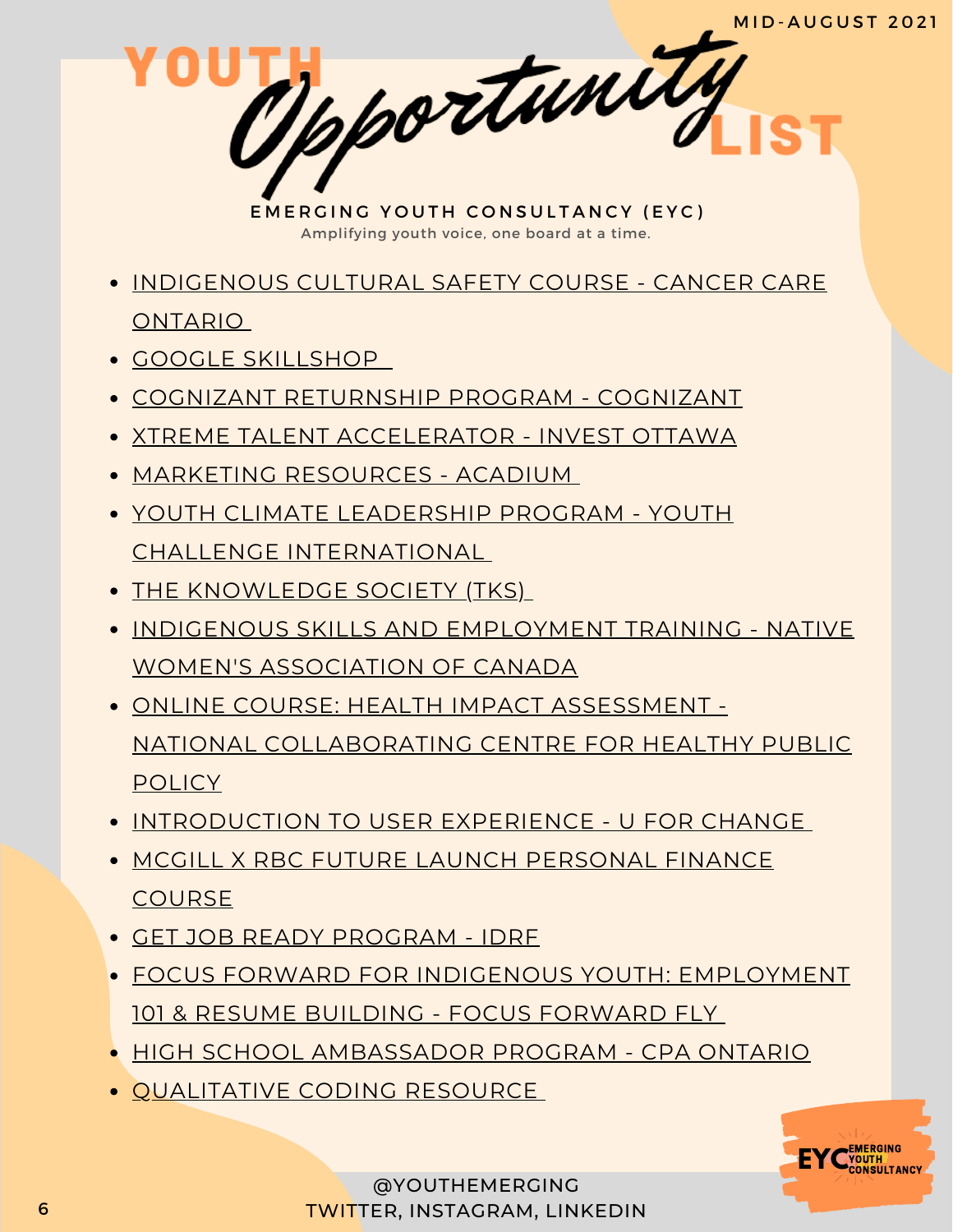MID-AUGUST 2021

# YOUTH *Opportunity* LIST

**EMERGING YOUTH CONSULTANCY (EYC)**

Amplifying youth voice, one board at a time.

- INDIGENOUS CULTURAL SAFETY COURSE - CANCER CARE ONTARIO
- GOOGLE SKILLSHOP
- COGNIZANT RETURNSHIP PROGRAM - COGNIZANT
- XTREME TALENT ACCELERATOR - INVEST OTTAWA
- MARKETING RESOURCES - ACADIUM
- YOUTH CLIMATE LEADERSHIP PROGRAM - YOUTH CHALLENGE INTERNATIONAL
- THE KNOWLEDGE SOCIETY (TKS)
- INDIGENOUS SKILLS AND EMPLOYMENT TRAINING - NATIVE WOMEN'S ASSOCIATION OF CANADA
- ONLINE COURSE: HEALTH IMPACT ASSESSMENT - NATIONAL COLLABORATING CENTRE FOR HEALTHY PUBLIC POLICY
- INTRODUCTION TO USER EXPERIENCE - U FOR CHANGE
- MCGILL X RBC FUTURE LAUNCH PERSONAL FINANCE COURSE
- GET JOB READY PROGRAM - IDRF
- FOCUS FORWARD FOR INDIGENOUS YOUTH: EMPLOYMENT 101 & RESUME BUILDING - FOCUS FORWARD FLY
- HIGH SCHOOL AMBASSADOR PROGRAM - CPA ONTARIO
- QUALITATIVE CODING RESOURCE

@YOUTHEMERGING
TWITTER, INSTAGRAM, LINKEDIN

EYC EMERGING YOUTH CONSULTANCY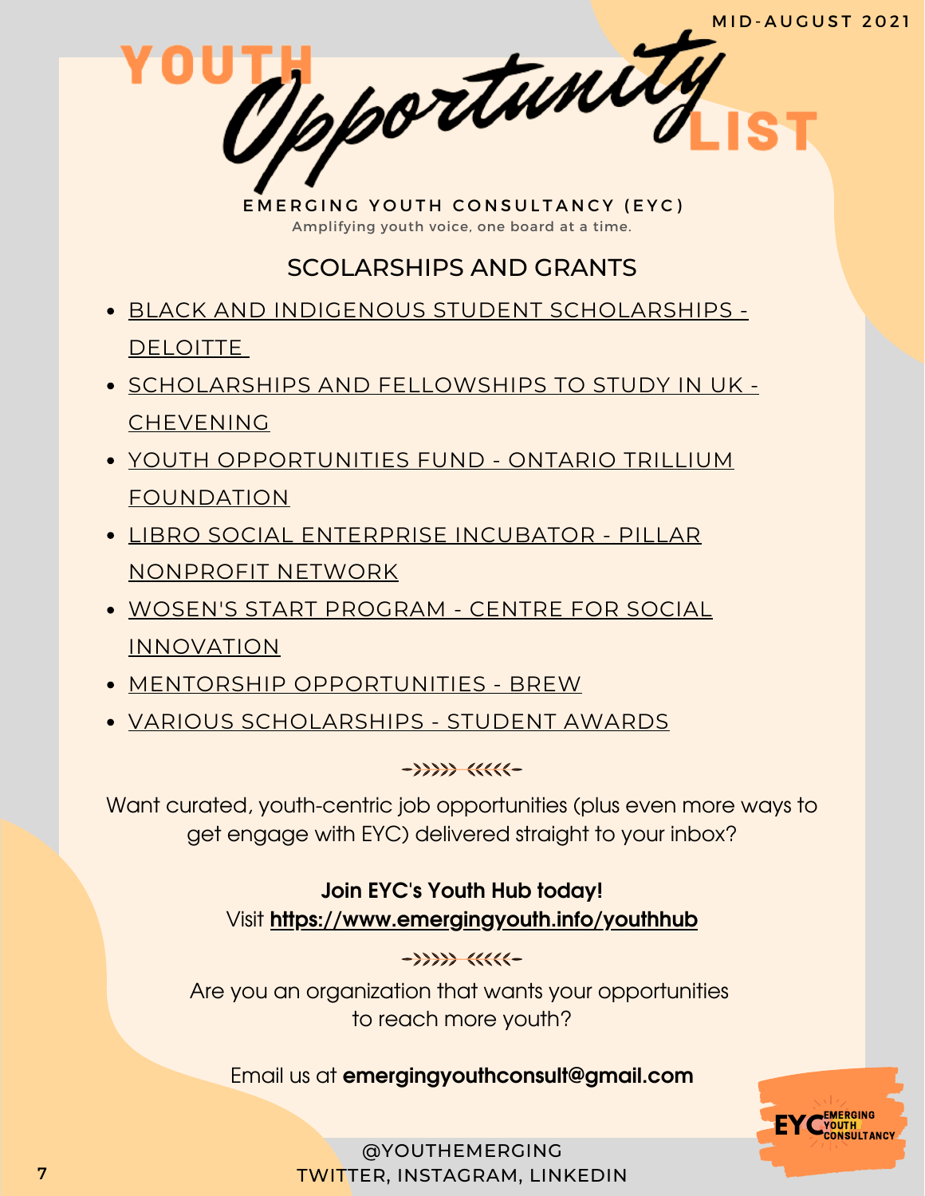MID-AUGUST 2021

# YOUTH *Opportunity* LIST

EMERGING YOUTH CONSULTANCY (EYC)

Amplifying youth voice, one board at a time.

## SCOLARSHIPS AND GRANTS

- BLACK AND INDIGENOUS STUDENT SCHOLARSHIPS - DELOITTE
- SCHOLARSHIPS AND FELLOWSHIPS TO STUDY IN UK - CHEVENING
- YOUTH OPPORTUNITIES FUND - ONTARIO TRILLIUM FOUNDATION
- LIBRO SOCIAL ENTERPRISE INCUBATOR - PILLAR NONPROFIT NETWORK
- WOSEN'S START PROGRAM - CENTRE FOR SOCIAL INNOVATION
- MENTORSHIP OPPORTUNITIES - BREW
- VARIOUS SCHOLARSHIPS - STUDENT AWARDS

Want curated, youth-centric job opportunities (plus even more ways to get engage with EYC) delivered straight to your inbox?

**Join EYC's Youth Hub today!**
Visit **https://www.emergingyouth.info/youthhub**

Are you an organization that wants your opportunities to reach more youth?

Email us at **emergingyouthconsult@gmail.com**

EYC EMERGING YOUTH CONSULTANCY

@YOUTHEMERGING
TWITTER, INSTAGRAM, LINKEDIN